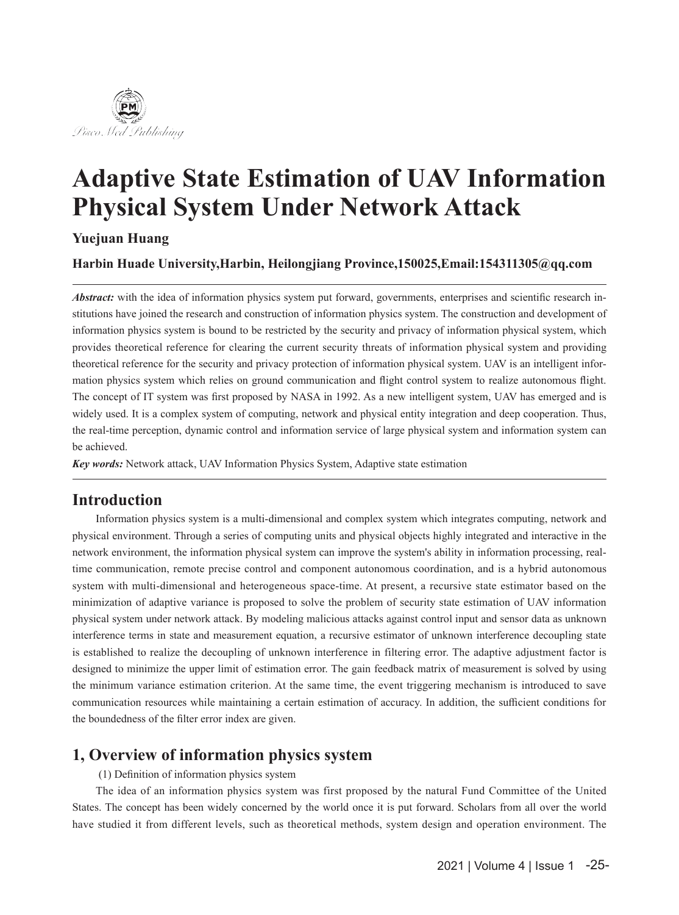# Adaptive State Estimation of UAV Information Physical System Under Network Attack

**Yuejuan Huang**

**Harbin Huade University,Harbin, Heilongjiang Province,150025,Email:154311305@qq.com**

***Abstract:*** with the idea of information physics system put forward, governments, enterprises and scientific research institutions have joined the research and construction of information physics system. The construction and development of information physics system is bound to be restricted by the security and privacy of information physical system, which provides theoretical reference for clearing the current security threats of information physical system and providing theoretical reference for the security and privacy protection of information physical system. UAV is an intelligent information physics system which relies on ground communication and flight control system to realize autonomous flight. The concept of IT system was first proposed by NASA in 1992. As a new intelligent system, UAV has emerged and is widely used. It is a complex system of computing, network and physical entity integration and deep cooperation. Thus, the real-time perception, dynamic control and information service of large physical system and information system can be achieved.

***Key words:*** Network attack, UAV Information Physics System, Adaptive state estimation

## Introduction

Information physics system is a multi-dimensional and complex system which integrates computing, network and physical environment. Through a series of computing units and physical objects highly integrated and interactive in the network environment, the information physical system can improve the system's ability in information processing, real-time communication, remote precise control and component autonomous coordination, and is a hybrid autonomous system with multi-dimensional and heterogeneous space-time. At present, a recursive state estimator based on the minimization of adaptive variance is proposed to solve the problem of security state estimation of UAV information physical system under network attack. By modeling malicious attacks against control input and sensor data as unknown interference terms in state and measurement equation, a recursive estimator of unknown interference decoupling state is established to realize the decoupling of unknown interference in filtering error. The adaptive adjustment factor is designed to minimize the upper limit of estimation error. The gain feedback matrix of measurement is solved by using the minimum variance estimation criterion. At the same time, the event triggering mechanism is introduced to save communication resources while maintaining a certain estimation of accuracy. In addition, the sufficient conditions for the boundedness of the filter error index are given.

## 1, Overview of information physics system

(1) Definition of information physics system

The idea of an information physics system was first proposed by the natural Fund Committee of the United States. The concept has been widely concerned by the world once it is put forward. Scholars from all over the world have studied it from different levels, such as theoretical methods, system design and operation environment. The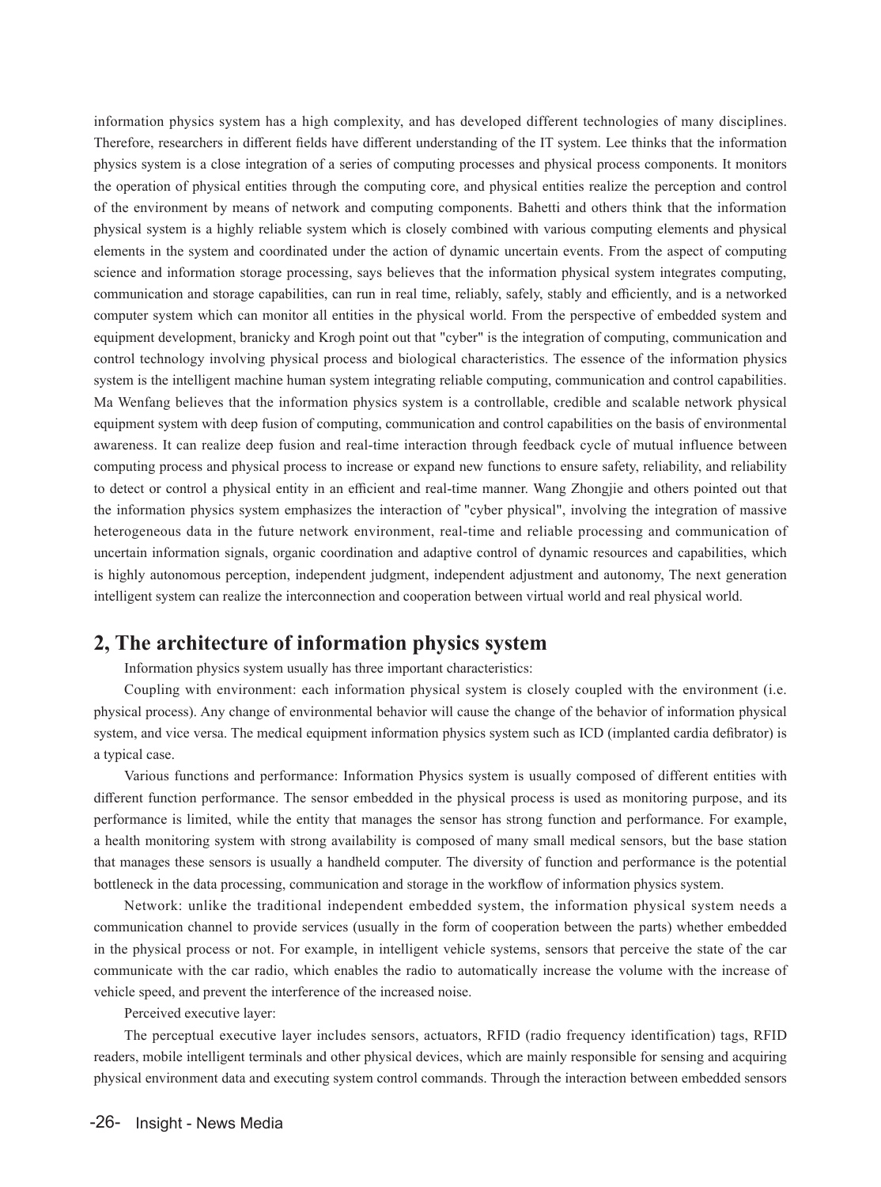information physics system has a high complexity, and has developed different technologies of many disciplines. Therefore, researchers in different fields have different understanding of the IT system. Lee thinks that the information physics system is a close integration of a series of computing processes and physical process components. It monitors the operation of physical entities through the computing core, and physical entities realize the perception and control of the environment by means of network and computing components. Bahetti and others think that the information physical system is a highly reliable system which is closely combined with various computing elements and physical elements in the system and coordinated under the action of dynamic uncertain events. From the aspect of computing science and information storage processing, says believes that the information physical system integrates computing, communication and storage capabilities, can run in real time, reliably, safely, stably and efficiently, and is a networked computer system which can monitor all entities in the physical world. From the perspective of embedded system and equipment development, branicky and Krogh point out that "cyber" is the integration of computing, communication and control technology involving physical process and biological characteristics. The essence of the information physics system is the intelligent machine human system integrating reliable computing, communication and control capabilities. Ma Wenfang believes that the information physics system is a controllable, credible and scalable network physical equipment system with deep fusion of computing, communication and control capabilities on the basis of environmental awareness. It can realize deep fusion and real-time interaction through feedback cycle of mutual influence between computing process and physical process to increase or expand new functions to ensure safety, reliability, and reliability to detect or control a physical entity in an efficient and real-time manner. Wang Zhongjie and others pointed out that the information physics system emphasizes the interaction of "cyber physical", involving the integration of massive heterogeneous data in the future network environment, real-time and reliable processing and communication of uncertain information signals, organic coordination and adaptive control of dynamic resources and capabilities, which is highly autonomous perception, independent judgment, independent adjustment and autonomy, The next generation intelligent system can realize the interconnection and cooperation between virtual world and real physical world.

## 2, The architecture of information physics system

Information physics system usually has three important characteristics:

Coupling with environment: each information physical system is closely coupled with the environment (i.e. physical process). Any change of environmental behavior will cause the change of the behavior of information physical system, and vice versa. The medical equipment information physics system such as ICD (implanted cardia defibrator) is a typical case.

Various functions and performance: Information Physics system is usually composed of different entities with different function performance. The sensor embedded in the physical process is used as monitoring purpose, and its performance is limited, while the entity that manages the sensor has strong function and performance. For example, a health monitoring system with strong availability is composed of many small medical sensors, but the base station that manages these sensors is usually a handheld computer. The diversity of function and performance is the potential bottleneck in the data processing, communication and storage in the workflow of information physics system.

Network: unlike the traditional independent embedded system, the information physical system needs a communication channel to provide services (usually in the form of cooperation between the parts) whether embedded in the physical process or not. For example, in intelligent vehicle systems, sensors that perceive the state of the car communicate with the car radio, which enables the radio to automatically increase the volume with the increase of vehicle speed, and prevent the interference of the increased noise.

Perceived executive layer:

The perceptual executive layer includes sensors, actuators, RFID (radio frequency identification) tags, RFID readers, mobile intelligent terminals and other physical devices, which are mainly responsible for sensing and acquiring physical environment data and executing system control commands. Through the interaction between embedded sensors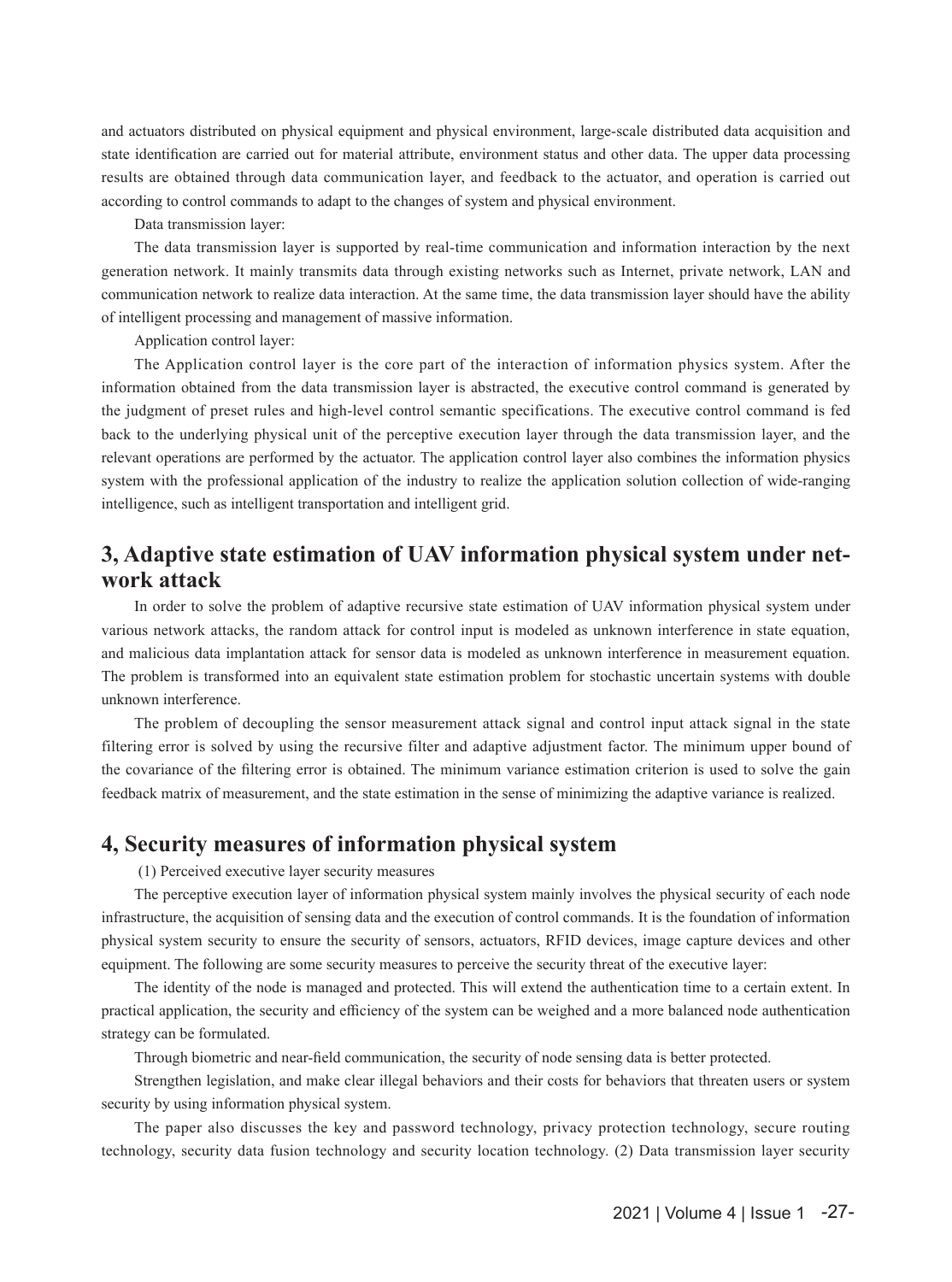and actuators distributed on physical equipment and physical environment, large-scale distributed data acquisition and state identification are carried out for material attribute, environment status and other data. The upper data processing results are obtained through data communication layer, and feedback to the actuator, and operation is carried out according to control commands to adapt to the changes of system and physical environment.

Data transmission layer:

The data transmission layer is supported by real-time communication and information interaction by the next generation network. It mainly transmits data through existing networks such as Internet, private network, LAN and communication network to realize data interaction. At the same time, the data transmission layer should have the ability of intelligent processing and management of massive information.

Application control layer:

The Application control layer is the core part of the interaction of information physics system. After the information obtained from the data transmission layer is abstracted, the executive control command is generated by the judgment of preset rules and high-level control semantic specifications. The executive control command is fed back to the underlying physical unit of the perceptive execution layer through the data transmission layer, and the relevant operations are performed by the actuator. The application control layer also combines the information physics system with the professional application of the industry to realize the application solution collection of wide-ranging intelligence, such as intelligent transportation and intelligent grid.

## 3, Adaptive state estimation of UAV information physical system under network attack

In order to solve the problem of adaptive recursive state estimation of UAV information physical system under various network attacks, the random attack for control input is modeled as unknown interference in state equation, and malicious data implantation attack for sensor data is modeled as unknown interference in measurement equation. The problem is transformed into an equivalent state estimation problem for stochastic uncertain systems with double unknown interference.

The problem of decoupling the sensor measurement attack signal and control input attack signal in the state filtering error is solved by using the recursive filter and adaptive adjustment factor. The minimum upper bound of the covariance of the filtering error is obtained. The minimum variance estimation criterion is used to solve the gain feedback matrix of measurement, and the state estimation in the sense of minimizing the adaptive variance is realized.

## 4, Security measures of information physical system

(1) Perceived executive layer security measures

The perceptive execution layer of information physical system mainly involves the physical security of each node infrastructure, the acquisition of sensing data and the execution of control commands. It is the foundation of information physical system security to ensure the security of sensors, actuators, RFID devices, image capture devices and other equipment. The following are some security measures to perceive the security threat of the executive layer:

The identity of the node is managed and protected. This will extend the authentication time to a certain extent. In practical application, the security and efficiency of the system can be weighed and a more balanced node authentication strategy can be formulated.

Through biometric and near-field communication, the security of node sensing data is better protected.

Strengthen legislation, and make clear illegal behaviors and their costs for behaviors that threaten users or system security by using information physical system.

The paper also discusses the key and password technology, privacy protection technology, secure routing technology, security data fusion technology and security location technology. (2) Data transmission layer security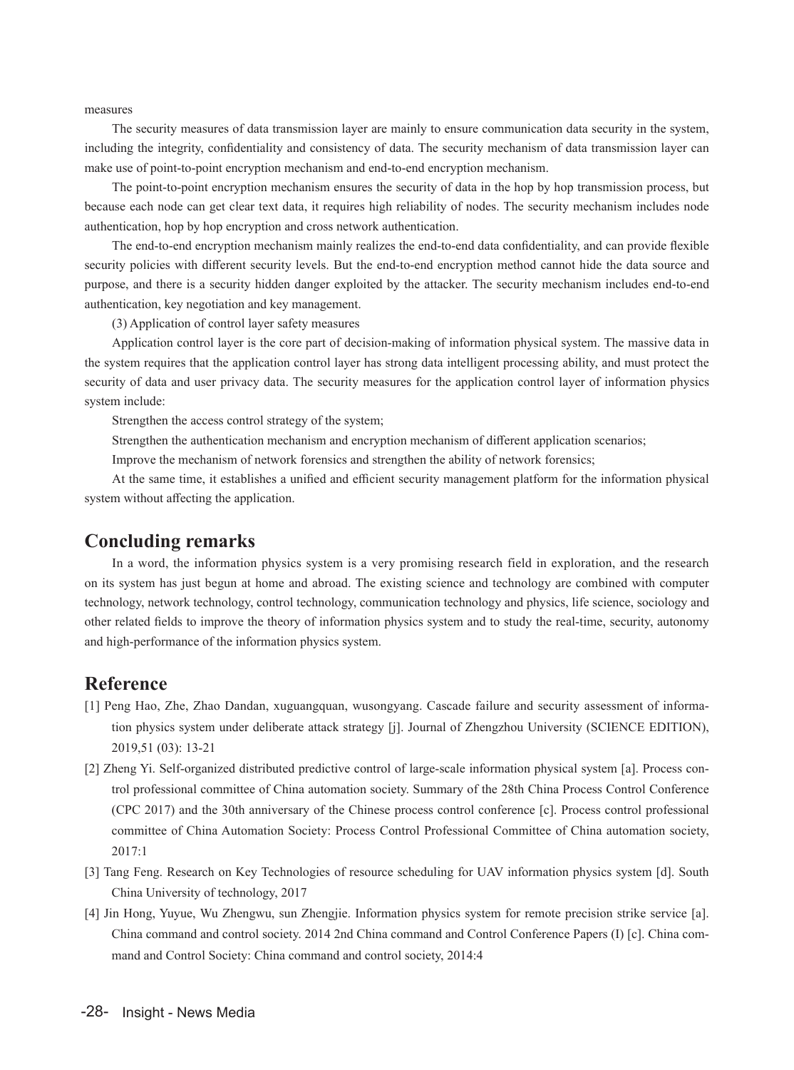measures

The security measures of data transmission layer are mainly to ensure communication data security in the system, including the integrity, confidentiality and consistency of data. The security mechanism of data transmission layer can make use of point-to-point encryption mechanism and end-to-end encryption mechanism.

The point-to-point encryption mechanism ensures the security of data in the hop by hop transmission process, but because each node can get clear text data, it requires high reliability of nodes. The security mechanism includes node authentication, hop by hop encryption and cross network authentication.

The end-to-end encryption mechanism mainly realizes the end-to-end data confidentiality, and can provide flexible security policies with different security levels. But the end-to-end encryption method cannot hide the data source and purpose, and there is a security hidden danger exploited by the attacker. The security mechanism includes end-to-end authentication, key negotiation and key management.

(3) Application of control layer safety measures

Application control layer is the core part of decision-making of information physical system. The massive data in the system requires that the application control layer has strong data intelligent processing ability, and must protect the security of data and user privacy data. The security measures for the application control layer of information physics system include:

Strengthen the access control strategy of the system;

Strengthen the authentication mechanism and encryption mechanism of different application scenarios;

Improve the mechanism of network forensics and strengthen the ability of network forensics;

At the same time, it establishes a unified and efficient security management platform for the information physical system without affecting the application.

## Concluding remarks

In a word, the information physics system is a very promising research field in exploration, and the research on its system has just begun at home and abroad. The existing science and technology are combined with computer technology, network technology, control technology, communication technology and physics, life science, sociology and other related fields to improve the theory of information physics system and to study the real-time, security, autonomy and high-performance of the information physics system.

## Reference

[1] Peng Hao, Zhe, Zhao Dandan, xuguangquan, wusongyang. Cascade failure and security assessment of information physics system under deliberate attack strategy [j]. Journal of Zhengzhou University (SCIENCE EDITION), 2019,51 (03): 13-21

[2] Zheng Yi. Self-organized distributed predictive control of large-scale information physical system [a]. Process control professional committee of China automation society. Summary of the 28th China Process Control Conference (CPC 2017) and the 30th anniversary of the Chinese process control conference [c]. Process control professional committee of China Automation Society: Process Control Professional Committee of China automation society, 2017:1

[3] Tang Feng. Research on Key Technologies of resource scheduling for UAV information physics system [d]. South China University of technology, 2017

[4] Jin Hong, Yuyue, Wu Zhengwu, sun Zhengjie. Information physics system for remote precision strike service [a]. China command and control society. 2014 2nd China command and Control Conference Papers (I) [c]. China command and Control Society: China command and control society, 2014:4